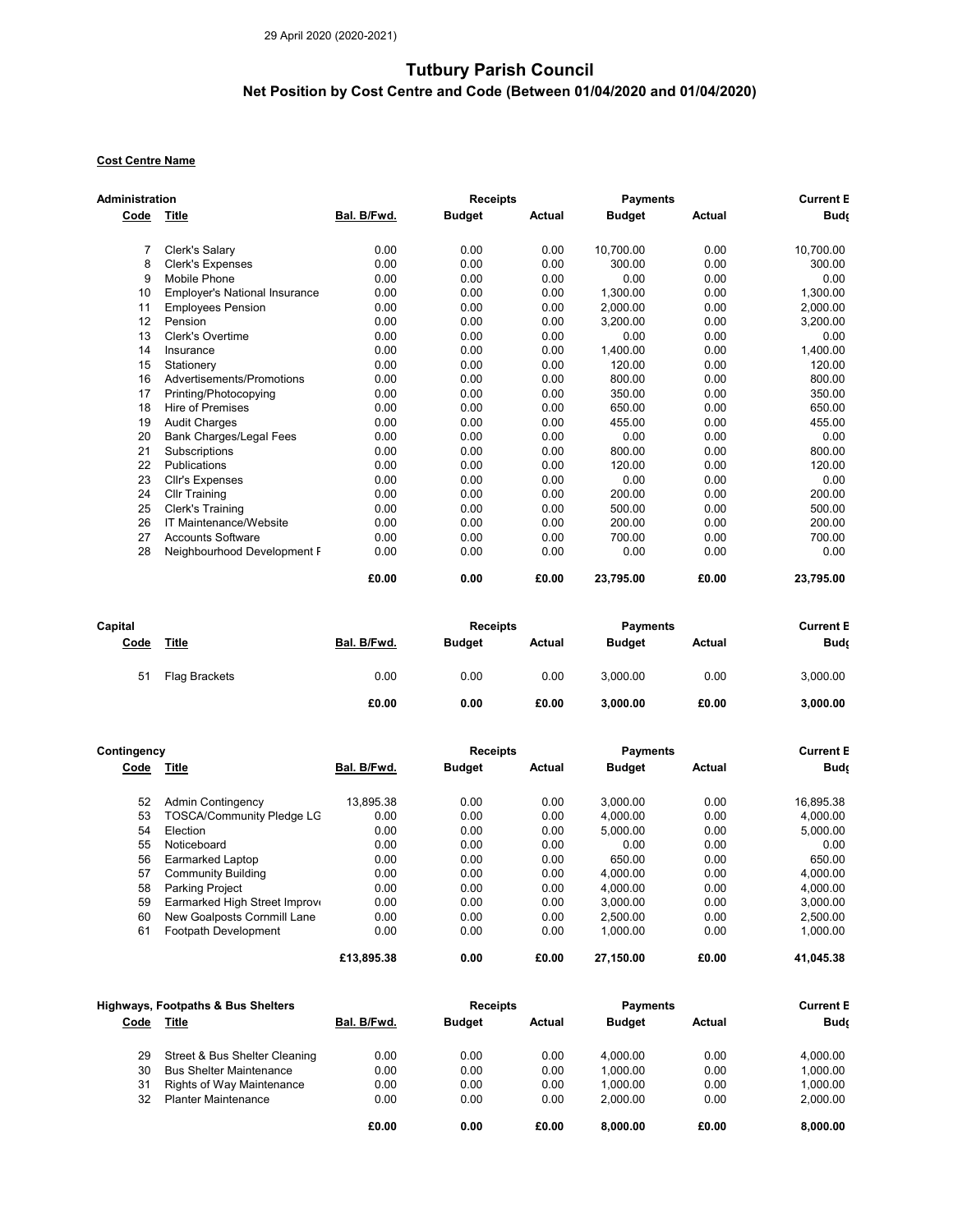29 April 2020 (2020-2021)

# Tutbury Parish Council

## Net Position by Cost Centre and Code (Between 01/04/2020 and 01/04/2020)

**Cost Centre Name**

**Administration**

| Code | Title | Bal. B/Fwd. | Receipts Budget | Receipts Actual | Payments Budget | Payments Actual | Current Bud |
|---|---|---|---|---|---|---|---|
| 7 | Clerk's Salary | 0.00 | 0.00 | 0.00 | 10,700.00 | 0.00 | 10,700.00 |
| 8 | Clerk's Expenses | 0.00 | 0.00 | 0.00 | 300.00 | 0.00 | 300.00 |
| 9 | Mobile Phone | 0.00 | 0.00 | 0.00 | 0.00 | 0.00 | 0.00 |
| 10 | Employer's National Insurance | 0.00 | 0.00 | 0.00 | 1,300.00 | 0.00 | 1,300.00 |
| 11 | Employees Pension | 0.00 | 0.00 | 0.00 | 2,000.00 | 0.00 | 2,000.00 |
| 12 | Pension | 0.00 | 0.00 | 0.00 | 3,200.00 | 0.00 | 3,200.00 |
| 13 | Clerk's Overtime | 0.00 | 0.00 | 0.00 | 0.00 | 0.00 | 0.00 |
| 14 | Insurance | 0.00 | 0.00 | 0.00 | 1,400.00 | 0.00 | 1,400.00 |
| 15 | Stationery | 0.00 | 0.00 | 0.00 | 120.00 | 0.00 | 120.00 |
| 16 | Advertisements/Promotions | 0.00 | 0.00 | 0.00 | 800.00 | 0.00 | 800.00 |
| 17 | Printing/Photocopying | 0.00 | 0.00 | 0.00 | 350.00 | 0.00 | 350.00 |
| 18 | Hire of Premises | 0.00 | 0.00 | 0.00 | 650.00 | 0.00 | 650.00 |
| 19 | Audit Charges | 0.00 | 0.00 | 0.00 | 455.00 | 0.00 | 455.00 |
| 20 | Bank Charges/Legal Fees | 0.00 | 0.00 | 0.00 | 0.00 | 0.00 | 0.00 |
| 21 | Subscriptions | 0.00 | 0.00 | 0.00 | 800.00 | 0.00 | 800.00 |
| 22 | Publications | 0.00 | 0.00 | 0.00 | 120.00 | 0.00 | 120.00 |
| 23 | Cllr's Expenses | 0.00 | 0.00 | 0.00 | 0.00 | 0.00 | 0.00 |
| 24 | Cllr Training | 0.00 | 0.00 | 0.00 | 200.00 | 0.00 | 200.00 |
| 25 | Clerk's Training | 0.00 | 0.00 | 0.00 | 500.00 | 0.00 | 500.00 |
| 26 | IT Maintenance/Website | 0.00 | 0.00 | 0.00 | 200.00 | 0.00 | 200.00 |
| 27 | Accounts Software | 0.00 | 0.00 | 0.00 | 700.00 | 0.00 | 700.00 |
| 28 | Neighbourhood Development F | 0.00 | 0.00 | 0.00 | 0.00 | 0.00 | 0.00 |
| | | **£0.00** | **0.00** | **£0.00** | **23,795.00** | **£0.00** | **23,795.00** |

**Capital**

| Code | Title | Bal. B/Fwd. | Receipts Budget | Receipts Actual | Payments Budget | Payments Actual | Current Bud |
|---|---|---|---|---|---|---|---|
| 51 | Flag Brackets | 0.00 | 0.00 | 0.00 | 3,000.00 | 0.00 | 3,000.00 |
| | | **£0.00** | **0.00** | **£0.00** | **3,000.00** | **£0.00** | **3,000.00** |

**Contingency**

| Code | Title | Bal. B/Fwd. | Receipts Budget | Receipts Actual | Payments Budget | Payments Actual | Current Bud |
|---|---|---|---|---|---|---|---|
| 52 | Admin Contingency | 13,895.38 | 0.00 | 0.00 | 3,000.00 | 0.00 | 16,895.38 |
| 53 | TOSCA/Community Pledge LG | 0.00 | 0.00 | 0.00 | 4,000.00 | 0.00 | 4,000.00 |
| 54 | Election | 0.00 | 0.00 | 0.00 | 5,000.00 | 0.00 | 5,000.00 |
| 55 | Noticeboard | 0.00 | 0.00 | 0.00 | 0.00 | 0.00 | 0.00 |
| 56 | Earmarked Laptop | 0.00 | 0.00 | 0.00 | 650.00 | 0.00 | 650.00 |
| 57 | Community Building | 0.00 | 0.00 | 0.00 | 4,000.00 | 0.00 | 4,000.00 |
| 58 | Parking Project | 0.00 | 0.00 | 0.00 | 4,000.00 | 0.00 | 4,000.00 |
| 59 | Earmarked High Street Improv | 0.00 | 0.00 | 0.00 | 3,000.00 | 0.00 | 3,000.00 |
| 60 | New Goalposts Cornmill Lane | 0.00 | 0.00 | 0.00 | 2,500.00 | 0.00 | 2,500.00 |
| 61 | Footpath Development | 0.00 | 0.00 | 0.00 | 1,000.00 | 0.00 | 1,000.00 |
| | | **£13,895.38** | **0.00** | **£0.00** | **27,150.00** | **£0.00** | **41,045.38** |

**Highways, Footpaths & Bus Shelters**

| Code | Title | Bal. B/Fwd. | Receipts Budget | Receipts Actual | Payments Budget | Payments Actual | Current Bud |
|---|---|---|---|---|---|---|---|
| 29 | Street & Bus Shelter Cleaning | 0.00 | 0.00 | 0.00 | 4,000.00 | 0.00 | 4,000.00 |
| 30 | Bus Shelter Maintenance | 0.00 | 0.00 | 0.00 | 1,000.00 | 0.00 | 1,000.00 |
| 31 | Rights of Way Maintenance | 0.00 | 0.00 | 0.00 | 1,000.00 | 0.00 | 1,000.00 |
| 32 | Planter Maintenance | 0.00 | 0.00 | 0.00 | 2,000.00 | 0.00 | 2,000.00 |
| | | **£0.00** | **0.00** | **£0.00** | **8,000.00** | **£0.00** | **8,000.00** |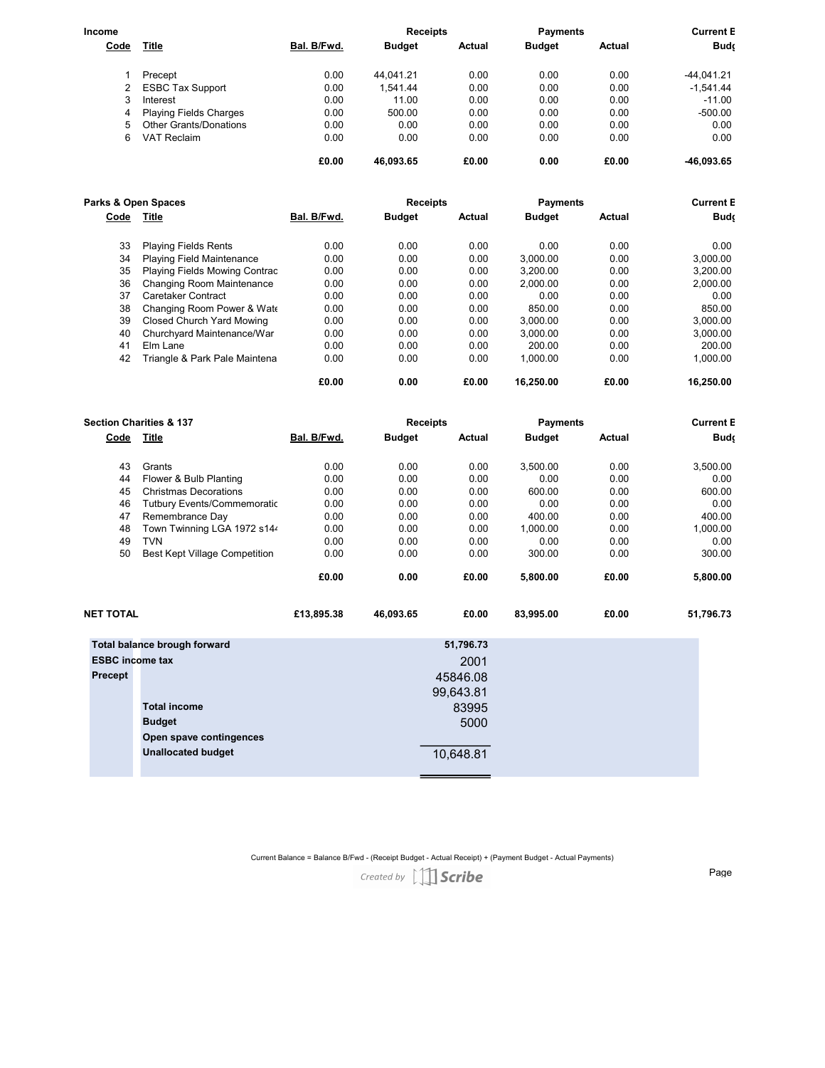| Income | | | Receipts | | Payments | | Current E |
|---|---|---|---|---|---|---|---|
| Code | Title | Bal. B/Fwd. | Budget | Actual | Budget | Actual | Budg |
| 1 | Precept | 0.00 | 44,041.21 | 0.00 | 0.00 | 0.00 | -44,041.21 |
| 2 | ESBC Tax Support | 0.00 | 1,541.44 | 0.00 | 0.00 | 0.00 | -1,541.44 |
| 3 | Interest | 0.00 | 11.00 | 0.00 | 0.00 | 0.00 | -11.00 |
| 4 | Playing Fields Charges | 0.00 | 500.00 | 0.00 | 0.00 | 0.00 | -500.00 |
| 5 | Other Grants/Donations | 0.00 | 0.00 | 0.00 | 0.00 | 0.00 | 0.00 |
| 6 | VAT Reclaim | 0.00 | 0.00 | 0.00 | 0.00 | 0.00 | 0.00 |
| | | **£0.00** | **46,093.65** | **£0.00** | **0.00** | **£0.00** | **-46,093.65** |

| Parks & Open Spaces | | | Receipts | | Payments | | Current E |
|---|---|---|---|---|---|---|---|
| Code | Title | Bal. B/Fwd. | Budget | Actual | Budget | Actual | Budg |
| 33 | Playing Fields Rents | 0.00 | 0.00 | 0.00 | 0.00 | 0.00 | 0.00 |
| 34 | Playing Field Maintenance | 0.00 | 0.00 | 0.00 | 3,000.00 | 0.00 | 3,000.00 |
| 35 | Playing Fields Mowing Contrac | 0.00 | 0.00 | 0.00 | 3,200.00 | 0.00 | 3,200.00 |
| 36 | Changing Room Maintenance | 0.00 | 0.00 | 0.00 | 2,000.00 | 0.00 | 2,000.00 |
| 37 | Caretaker Contract | 0.00 | 0.00 | 0.00 | 0.00 | 0.00 | 0.00 |
| 38 | Changing Room Power & Wate | 0.00 | 0.00 | 0.00 | 850.00 | 0.00 | 850.00 |
| 39 | Closed Church Yard Mowing | 0.00 | 0.00 | 0.00 | 3,000.00 | 0.00 | 3,000.00 |
| 40 | Churchyard Maintenance/War | 0.00 | 0.00 | 0.00 | 3,000.00 | 0.00 | 3,000.00 |
| 41 | Elm Lane | 0.00 | 0.00 | 0.00 | 200.00 | 0.00 | 200.00 |
| 42 | Triangle & Park Pale Maintena | 0.00 | 0.00 | 0.00 | 1,000.00 | 0.00 | 1,000.00 |
| | | **£0.00** | **0.00** | **£0.00** | **16,250.00** | **£0.00** | **16,250.00** |

| Section Charities & 137 | | | Receipts | | Payments | | Current E |
|---|---|---|---|---|---|---|---|
| Code | Title | Bal. B/Fwd. | Budget | Actual | Budget | Actual | Budg |
| 43 | Grants | 0.00 | 0.00 | 0.00 | 3,500.00 | 0.00 | 3,500.00 |
| 44 | Flower & Bulb Planting | 0.00 | 0.00 | 0.00 | 0.00 | 0.00 | 0.00 |
| 45 | Christmas Decorations | 0.00 | 0.00 | 0.00 | 600.00 | 0.00 | 600.00 |
| 46 | Tutbury Events/Commemoratic | 0.00 | 0.00 | 0.00 | 0.00 | 0.00 | 0.00 |
| 47 | Remembrance Day | 0.00 | 0.00 | 0.00 | 400.00 | 0.00 | 400.00 |
| 48 | Town Twinning LGA 1972 s14 | 0.00 | 0.00 | 0.00 | 1,000.00 | 0.00 | 1,000.00 |
| 49 | TVN | 0.00 | 0.00 | 0.00 | 0.00 | 0.00 | 0.00 |
| 50 | Best Kept Village Competition | 0.00 | 0.00 | 0.00 | 300.00 | 0.00 | 300.00 |
| | | **£0.00** | **0.00** | **£0.00** | **5,800.00** | **£0.00** | **5,800.00** |

| **NET TOTAL** | | **£13,895.38** | **46,093.65** | **£0.00** | **83,995.00** | **£0.00** | **51,796.73** |
|---|---|---|---|---|---|---|---|

| | | |
|---|---|---|
| **Total balance brough forward** | | **51,796.73** |
| **ESBC income tax** | | 2001 |
| **Precept** | | 45846.08 |
| | | 99,643.81 |
| | **Total income** | 83995 |
| | **Budget** | 5000 |
| | **Open spave contingences** | |
| | **Unallocated budget** | 10,648.81 |

Current Balance = Balance B/Fwd - (Receipt Budget - Actual Receipt) + (Payment Budget - Actual Payments)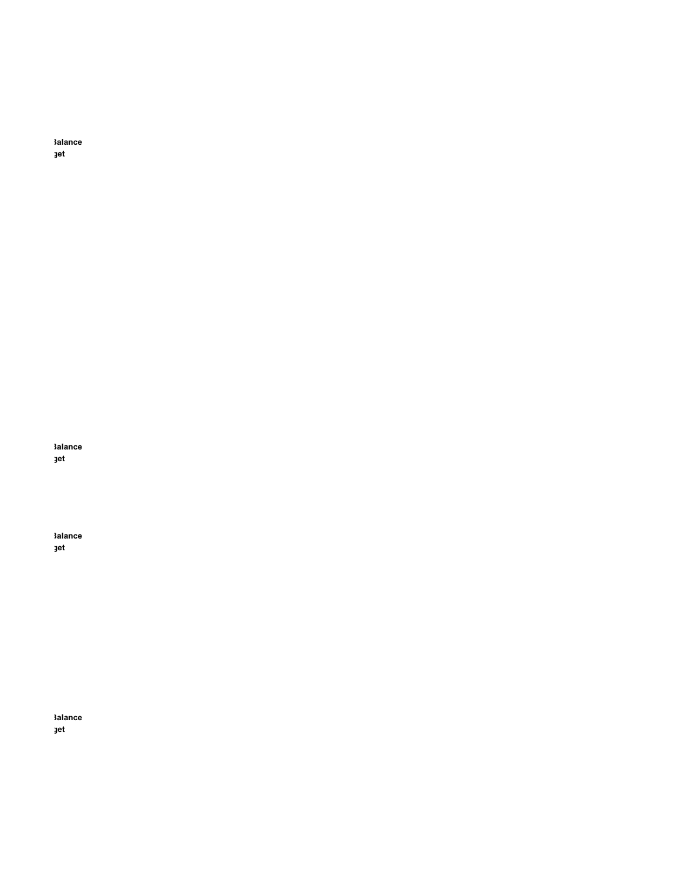**3alance**
**jet**

**3alance**
**jet**

**3alance**
**jet**

**3alance**
**jet**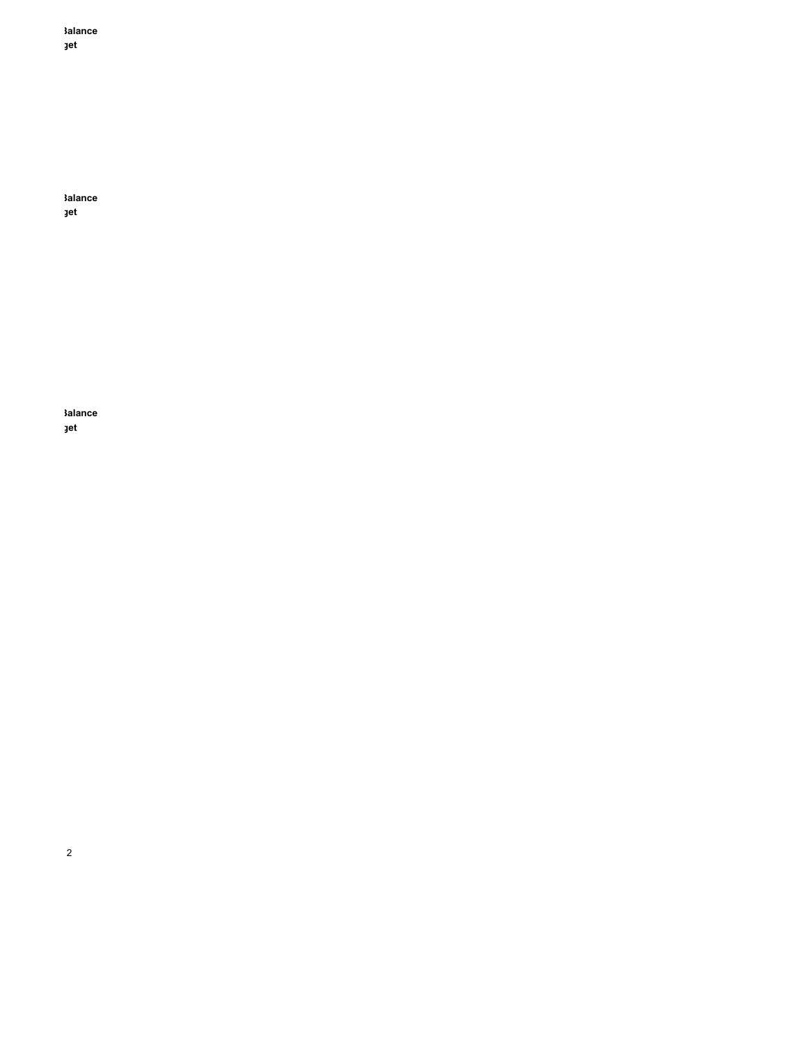**Balance**
**get**

**Balance**
**get**

**Balance**
**get**